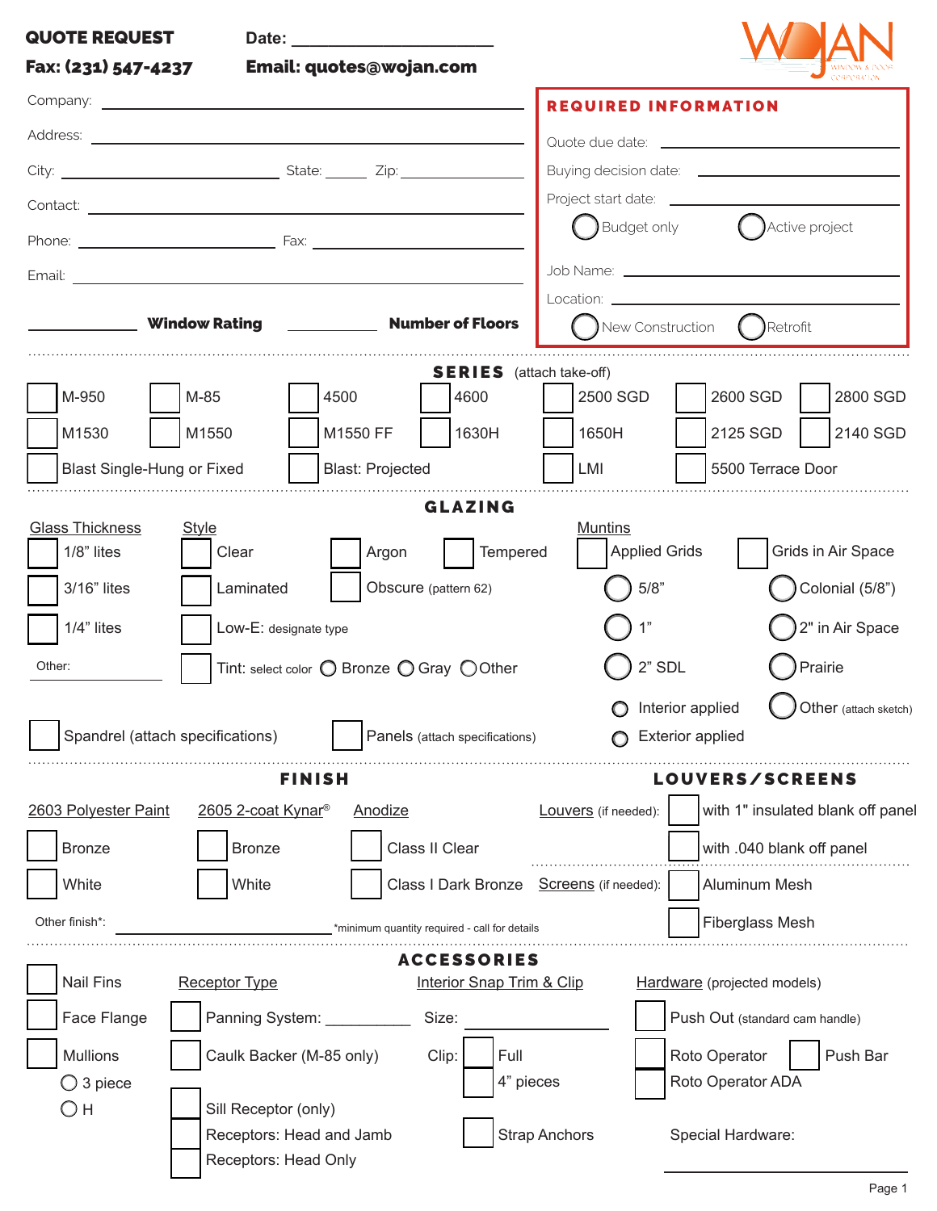**QUOTE REQUEST** **Date:** ______________________

**Fax: (231) 547-4237** **Email: quotes@wojan.com**

Company: ______________________

Address: ______________________

City: ______________ State: _____ Zip: ______________

Contact: ______________________

Phone: ______________ Fax: ______________

Email: ______________________

__________ **Window Rating** __________ **Number of Floors**

## REQUIRED INFORMATION

Quote due date: ______________________

Buying decision date: ______________________

Project start date: ______________________

◯ Budget only ◯ Active project

Job Name: ______________________

Location: ______________________

◯ New Construction ◯ Retrofit

---

## SERIES (attach take-off)

☐ M-950 ☐ M-85 ☐ 4500 ☐ 4600 ☐ 2500 SGD ☐ 2600 SGD ☐ 2800 SGD

☐ M1530 ☐ M1550 ☐ M1550 FF ☐ 1630H ☐ 1650H ☐ 2125 SGD ☐ 2140 SGD

☐ Blast Single-Hung or Fixed ☐ Blast: Projected ☐ LMI ☐ 5500 Terrace Door

---

## GLAZING

**Glass Thickness**
- ☐ 1/8" lites
- ☐ 3/16" lites
- ☐ 1/4" lites
- Other: __________

**Style**
- ☐ Clear ☐ Argon ☐ Tempered
- ☐ Laminated ☐ Obscure (pattern 62)
- ☐ Low-E: designate type
- ☐ Tint: select color ◯ Bronze ◯ Gray ◯ Other

**Muntins**
- ☐ Applied Grids
  - ◯ 5/8"
  - ◯ 1"
  - ◯ 2" SDL
  - ◯ Interior applied
  - ◯ Exterior applied
- ☐ Grids in Air Space
  - ◯ Colonial (5/8")
  - ◯ 2" in Air Space
  - ◯ Prairie
  - ◯ Other (attach sketch)

☐ Spandrel (attach specifications) ☐ Panels (attach specifications)

---

## FINISH

**2603 Polyester Paint**
- ☐ Bronze
- ☐ White

**2605 2-coat Kynar®**
- ☐ Bronze
- ☐ White

**Anodize**
- ☐ Class II Clear
- ☐ Class I Dark Bronze

Other finish*: ______________________ *minimum quantity required - call for details

## LOUVERS/SCREENS

**Louvers** (if needed):
- ☐ with 1" insulated blank off panel
- ☐ with .040 blank off panel

**Screens** (if needed):
- ☐ Aluminum Mesh
- ☐ Fiberglass Mesh

---

## ACCESSORIES

- ☐ Nail Fins
- ☐ Face Flange
- ☐ Mullions
  - ◯ 3 piece
  - ◯ H

**Receptor Type**
- ☐ Panning System: __________
- ☐ Caulk Backer (M-85 only)
- ☐ Sill Receptor (only)
- ☐ Receptors: Head and Jamb
- ☐ Receptors: Head Only

**Interior Snap Trim & Clip**
- Size: ______________
- Clip: ☐ Full ☐ 4" pieces
- ☐ Strap Anchors

**Hardware** (projected models)
- ☐ Push Out (standard cam handle)
- ☐ Roto Operator ☐ Push Bar
- ☐ Roto Operator ADA
- Special Hardware: ______________________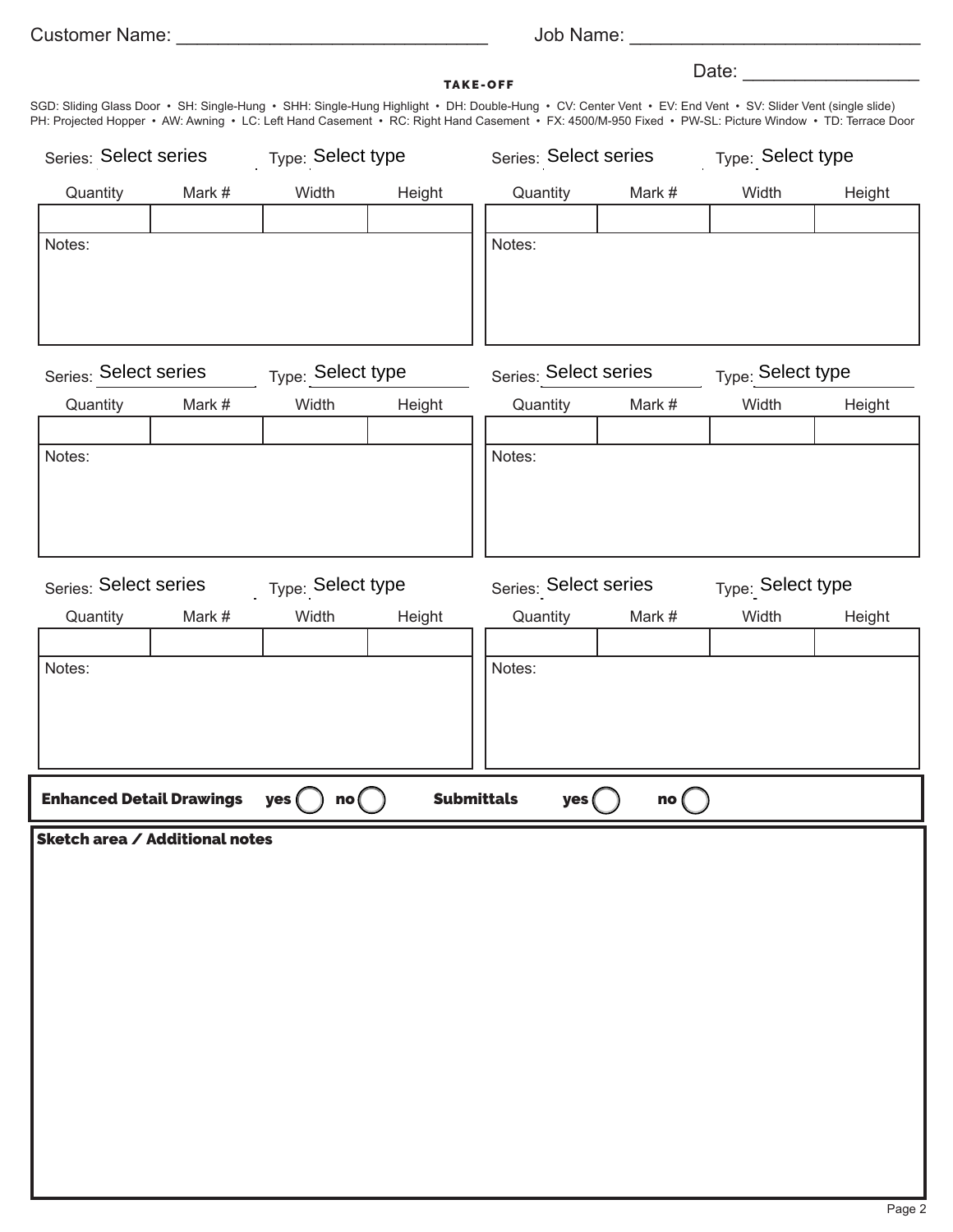Customer Name: ____________________________ Job Name: ____________________________

Date: ________________

**TAKE-OFF**

SGD: Sliding Glass Door • SH: Single-Hung • SHH: Single-Hung Highlight • DH: Double-Hung • CV: Center Vent • EV: End Vent • SV: Slider Vent (single slide)
PH: Projected Hopper • AW: Awning • LC: Left Hand Casement • RC: Right Hand Casement • FX: 4500/M-950 Fixed • PW-SL: Picture Window • TD: Terrace Door

Series: Select series Type: Select type

| Quantity | Mark # | Width | Height |
|---|---|---|---|
| | | | |

Notes:

Series: Select series Type: Select type

| Quantity | Mark # | Width | Height |
|---|---|---|---|
| | | | |

Notes:

Series: Select series Type: Select type

| Quantity | Mark # | Width | Height |
|---|---|---|---|
| | | | |

Notes:

Series: Select series Type: Select type

| Quantity | Mark # | Width | Height |
|---|---|---|---|
| | | | |

Notes:

Series: Select series Type: Select type

| Quantity | Mark # | Width | Height |
|---|---|---|---|
| | | | |

Notes:

Series: Select series Type: Select type

| Quantity | Mark # | Width | Height |
|---|---|---|---|
| | | | |

Notes:

**Enhanced Detail Drawings** yes ◯ no ◯ **Submittals** yes ◯ no ◯

**Sketch area / Additional notes**